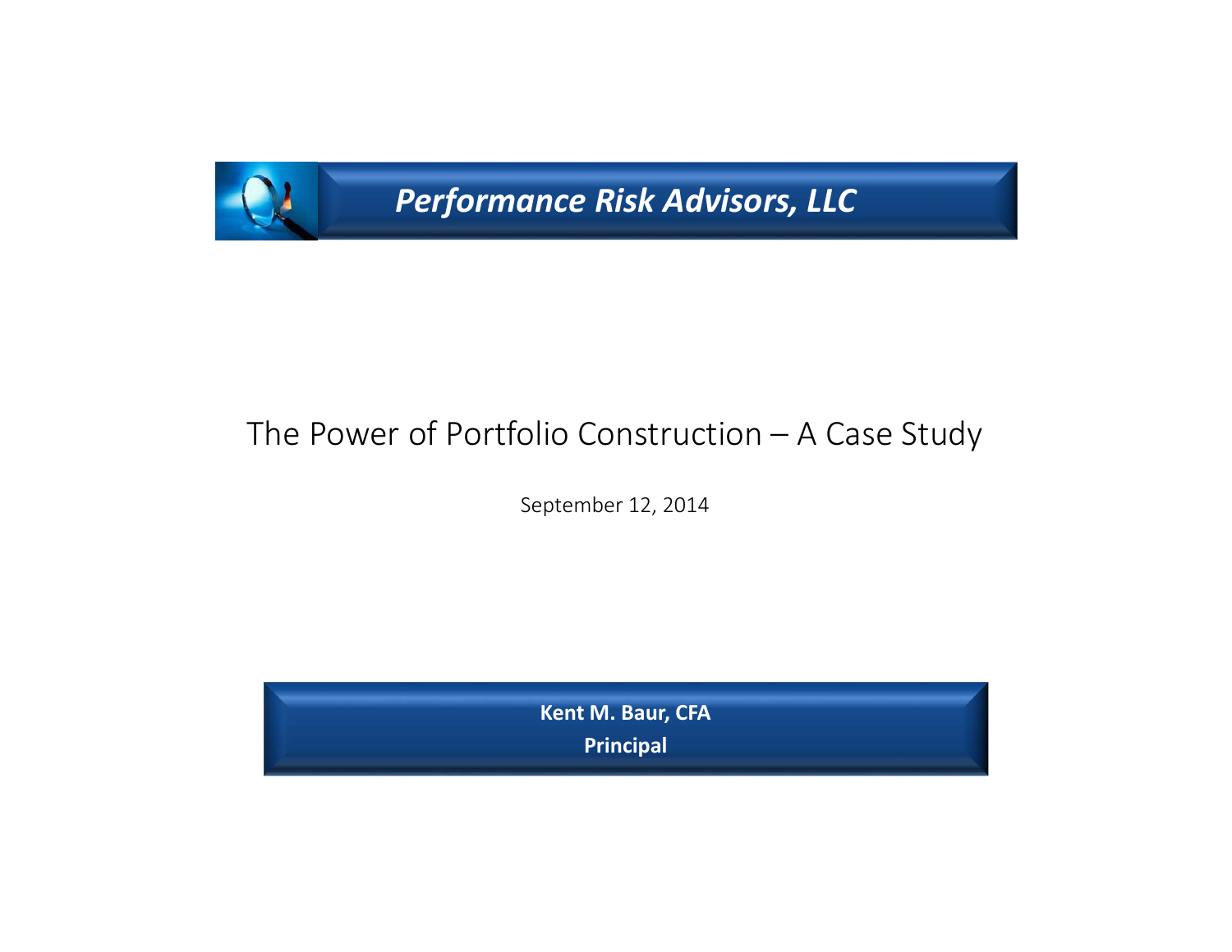*Performance Risk Advisors, LLC*

# The Power of Portfolio Construction – A Case Study

September 12, 2014

**Kent M. Baur, CFA**

**Principal**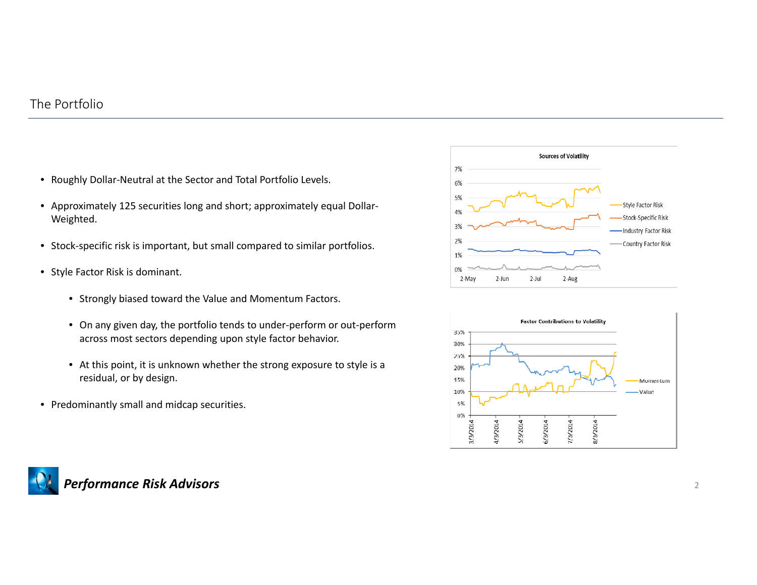# The Portfolio

- Roughly Dollar-Neutral at the Sector and Total Portfolio Levels.
- Approximately 125 securities long and short; approximately equal Dollar-Weighted.
- Stock-specific risk is important, but small compared to similar portfolios.
- Style Factor Risk is dominant.
  - Strongly biased toward the Value and Momentum Factors.
  - On any given day, the portfolio tends to under-perform or out-perform across most sectors depending upon style factor behavior.
  - At this point, it is unknown whether the strong exposure to style is a residual, or by design.
- Predominantly small and midcap securities.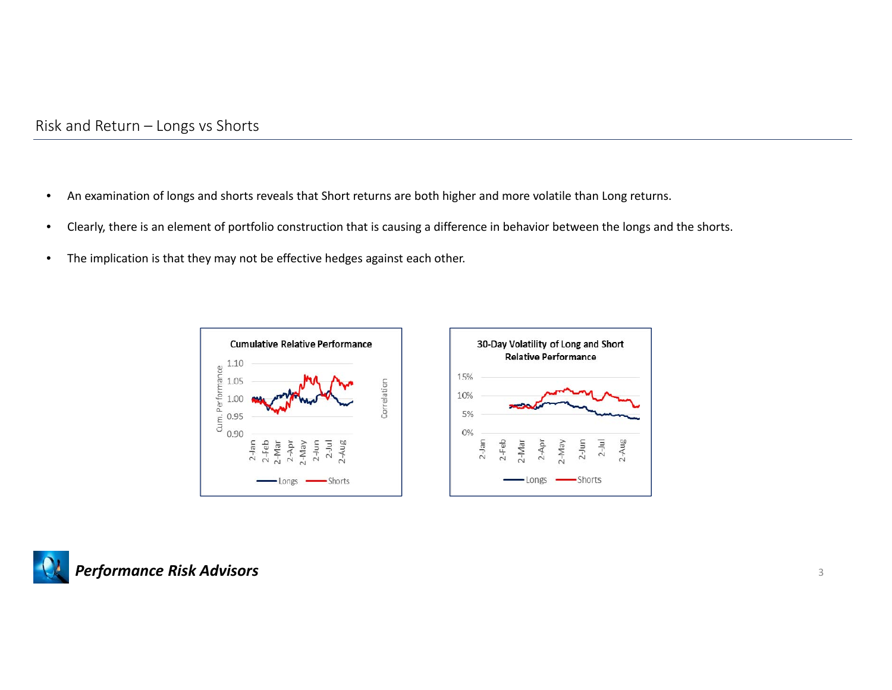## Risk and Return – Longs vs Shorts

- An examination of longs and shorts reveals that Short returns are both higher and more volatile than Long returns.
- Clearly, there is an element of portfolio construction that is causing a difference in behavior between the longs and the shorts.
- The implication is that they may not be effective hedges against each other.

**Cumulative Relative Performance**

Cum. Performance: 0.90, 0.95, 1.00, 1.05, 1.10

Correlation

2-Jan, 2-Feb, 2-Mar, 2-Apr, 2-May, 2-Jun, 2-Jul, 2-Aug

Longs, Shorts

**30-Day Volatility of Long and Short Relative Performance**

0%, 5%, 10%, 15%

2-Jan, 2-Feb, 2-Mar, 2-Apr, 2-May, 2-Jun, 2-Jul, 2-Aug

Longs, Shorts

***Performance Risk Advisors***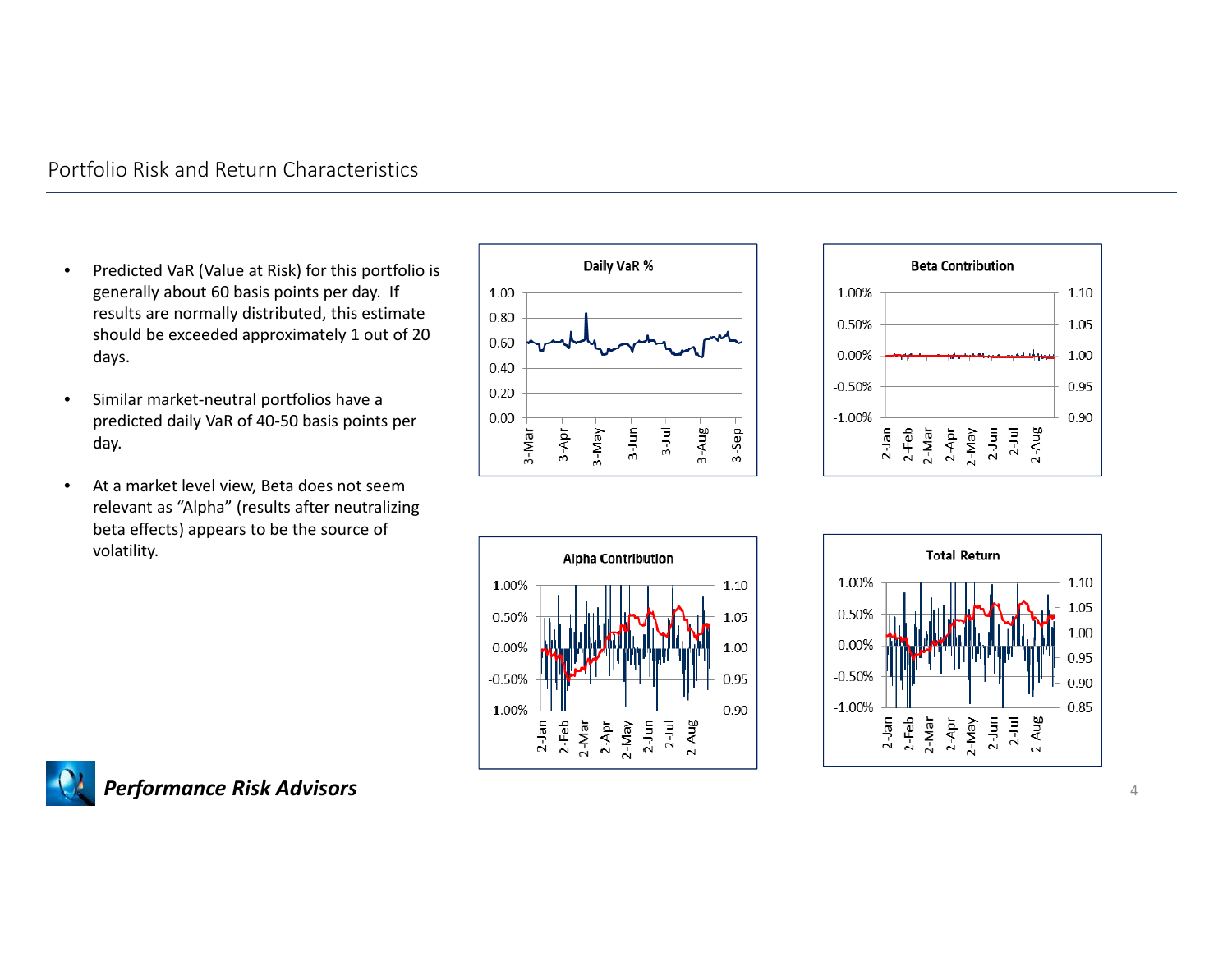# Portfolio Risk and Return Characteristics

- Predicted VaR (Value at Risk) for this portfolio is generally about 60 basis points per day. If results are normally distributed, this estimate should be exceeded approximately 1 out of 20 days.
- Similar market-neutral portfolios have a predicted daily VaR of 40-50 basis points per day.
- At a market level view, Beta does not seem relevant as “Alpha” (results after neutralizing beta effects) appears to be the source of volatility.

**Daily VaR %**

**Beta Contribution**

**Alpha Contribution**

**Total Return**

***Performance Risk Advisors***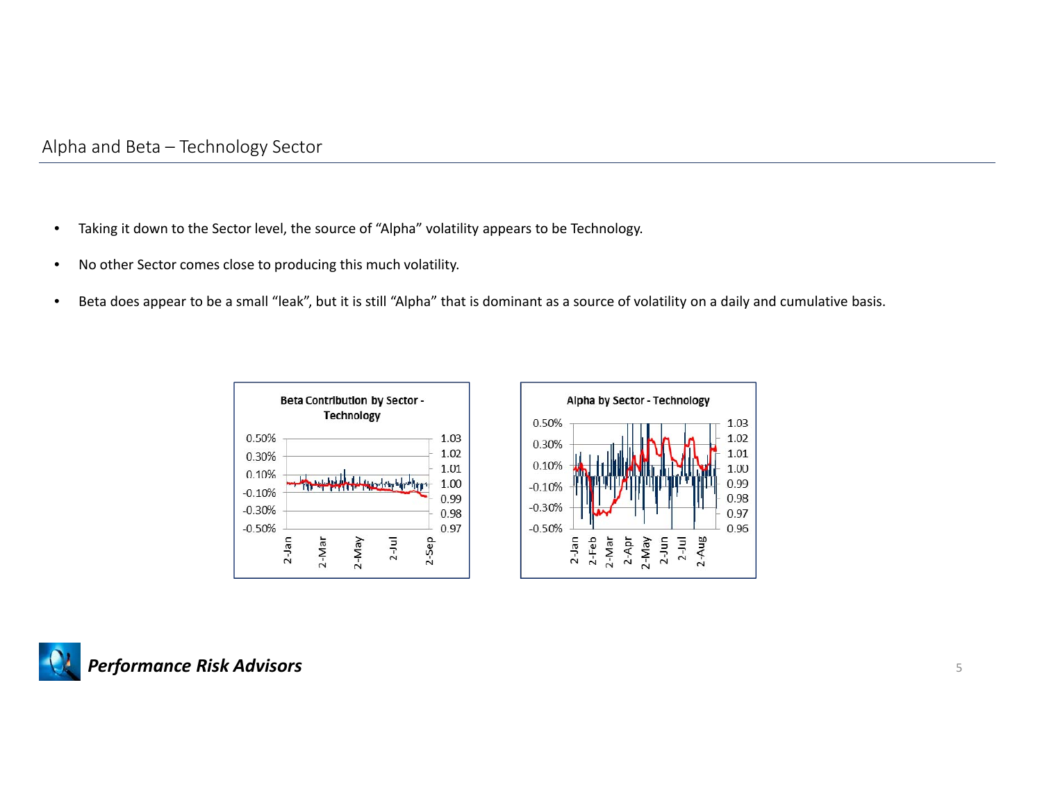## Alpha and Beta – Technology Sector

- Taking it down to the Sector level, the source of "Alpha" volatility appears to be Technology.
- No other Sector comes close to producing this much volatility.
- Beta does appear to be a small "leak", but it is still "Alpha" that is dominant as a source of volatility on a daily and cumulative basis.

**Beta Contribution by Sector - Technology**

**Alpha by Sector - Technology**

***Performance Risk Advisors***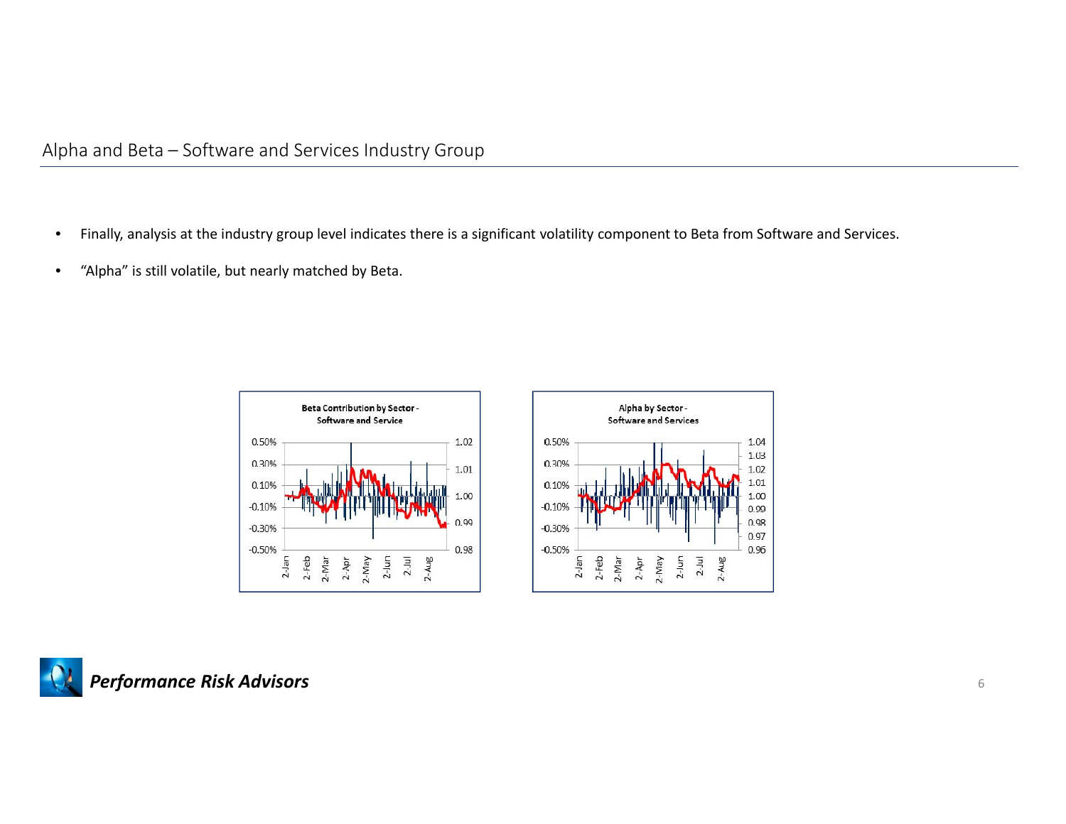## Alpha and Beta – Software and Services Industry Group

- Finally, analysis at the industry group level indicates there is a significant volatility component to Beta from Software and Services.
- “Alpha” is still volatile, but nearly matched by Beta.

**Beta Contribution by Sector - Software and Service**

**Alpha by Sector - Software and Services**

*Performance Risk Advisors*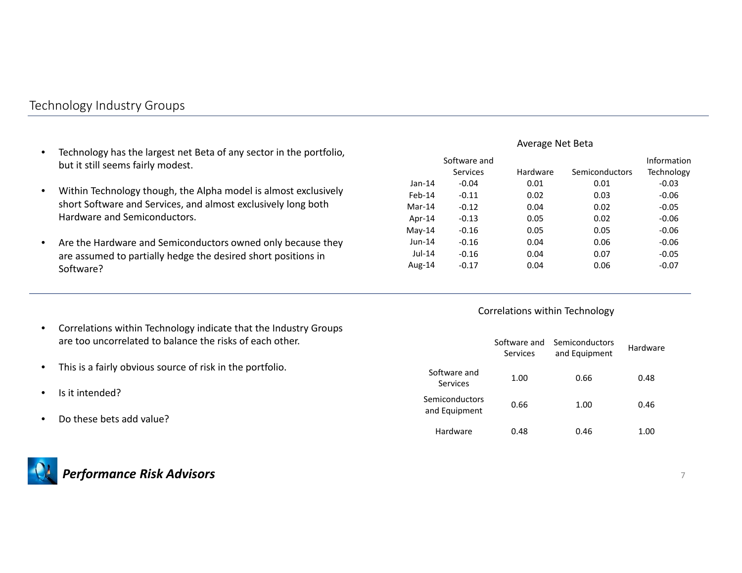## Technology Industry Groups

- Technology has the largest net Beta of any sector in the portfolio, but it still seems fairly modest.
- Within Technology though, the Alpha model is almost exclusively short Software and Services, and almost exclusively long both Hardware and Semiconductors.
- Are the Hardware and Semiconductors owned only because they are assumed to partially hedge the desired short positions in Software?

**Average Net Beta**

| | Software and Services | Hardware | Semiconductors | Information Technology |
|---|---|---|---|---|
| Jan-14 | -0.04 | 0.01 | 0.01 | -0.03 |
| Feb-14 | -0.11 | 0.02 | 0.03 | -0.06 |
| Mar-14 | -0.12 | 0.04 | 0.02 | -0.05 |
| Apr-14 | -0.13 | 0.05 | 0.02 | -0.06 |
| May-14 | -0.16 | 0.05 | 0.05 | -0.06 |
| Jun-14 | -0.16 | 0.04 | 0.06 | -0.06 |
| Jul-14 | -0.16 | 0.04 | 0.07 | -0.05 |
| Aug-14 | -0.17 | 0.04 | 0.06 | -0.07 |

- Correlations within Technology indicate that the Industry Groups are too uncorrelated to balance the risks of each other.
- This is a fairly obvious source of risk in the portfolio.
- Is it intended?
- Do these bets add value?

**Correlations within Technology**

| | Software and Services | Semiconductors and Equipment | Hardware |
|---|---|---|---|
| Software and Services | 1.00 | 0.66 | 0.48 |
| Semiconductors and Equipment | 0.66 | 1.00 | 0.46 |
| Hardware | 0.48 | 0.46 | 1.00 |

***Performance Risk Advisors***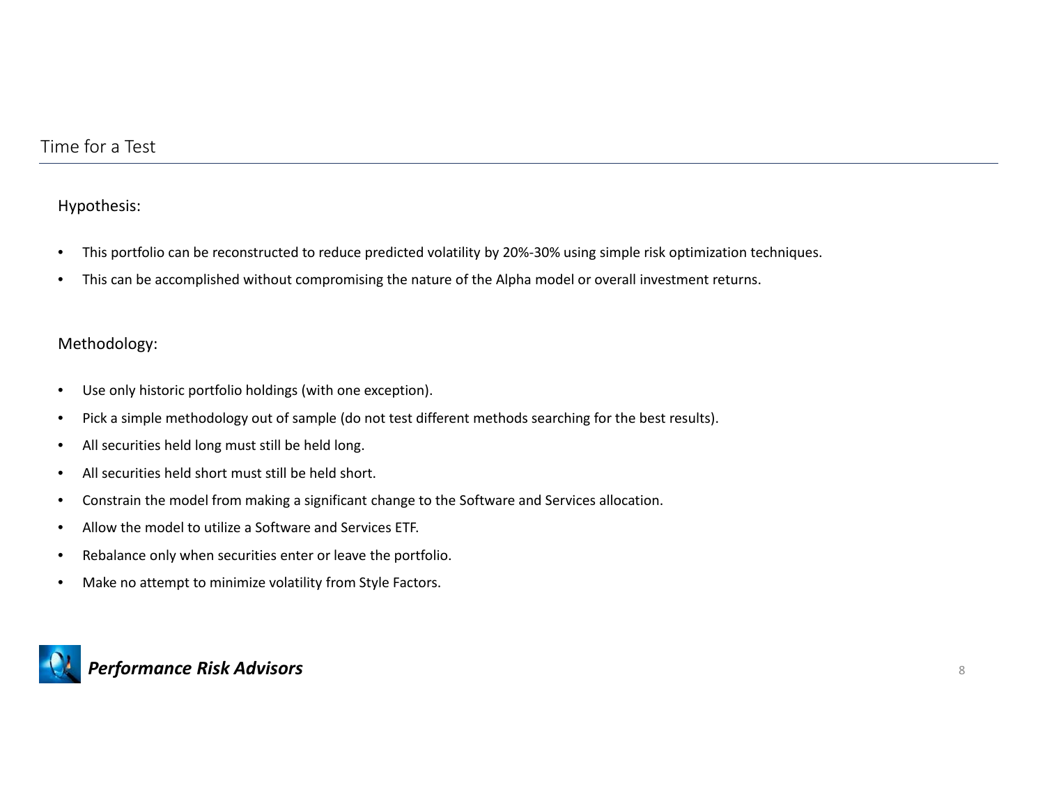# Time for a Test

Hypothesis:

- This portfolio can be reconstructed to reduce predicted volatility by 20%-30% using simple risk optimization techniques.
- This can be accomplished without compromising the nature of the Alpha model or overall investment returns.

Methodology:

- Use only historic portfolio holdings (with one exception).
- Pick a simple methodology out of sample (do not test different methods searching for the best results).
- All securities held long must still be held long.
- All securities held short must still be held short.
- Constrain the model from making a significant change to the Software and Services allocation.
- Allow the model to utilize a Software and Services ETF.
- Rebalance only when securities enter or leave the portfolio.
- Make no attempt to minimize volatility from Style Factors.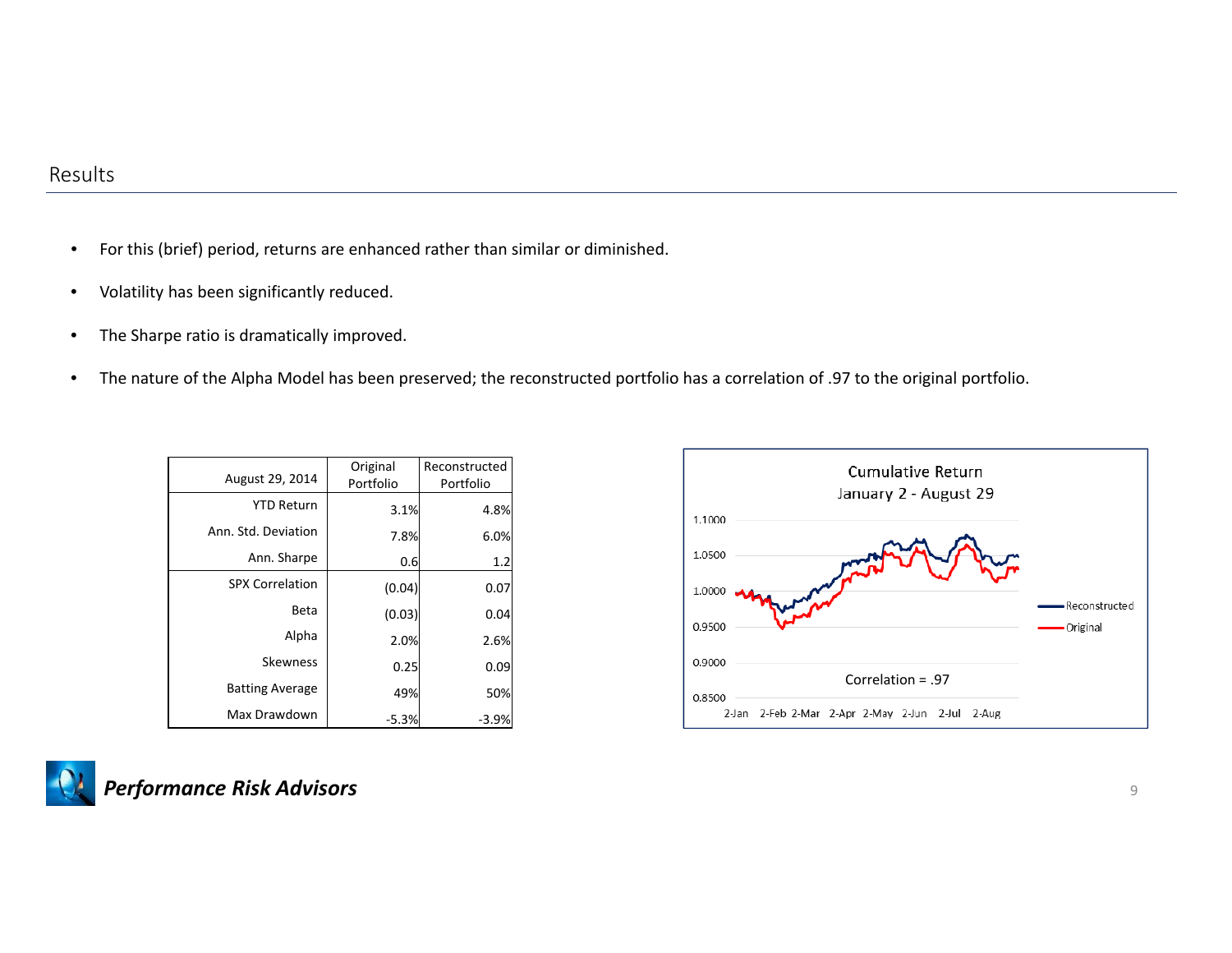## Results

- For this (brief) period, returns are enhanced rather than similar or diminished.
- Volatility has been significantly reduced.
- The Sharpe ratio is dramatically improved.
- The nature of the Alpha Model has been preserved; the reconstructed portfolio has a correlation of .97 to the original portfolio.

| August 29, 2014 | Original Portfolio | Reconstructed Portfolio |
|---|---|---|
| YTD Return | 3.1% | 4.8% |
| Ann. Std. Deviation | 7.8% | 6.0% |
| Ann. Sharpe | 0.6 | 1.2 |
| SPX Correlation | (0.04) | 0.07 |
| Beta | (0.03) | 0.04 |
| Alpha | 2.0% | 2.6% |
| Skewness | 0.25 | 0.09 |
| Batting Average | 49% | 50% |
| Max Drawdown | -5.3% | -3.9% |

**Cumulative Return**
January 2 - August 29

Correlation = .97

Reconstructed
Original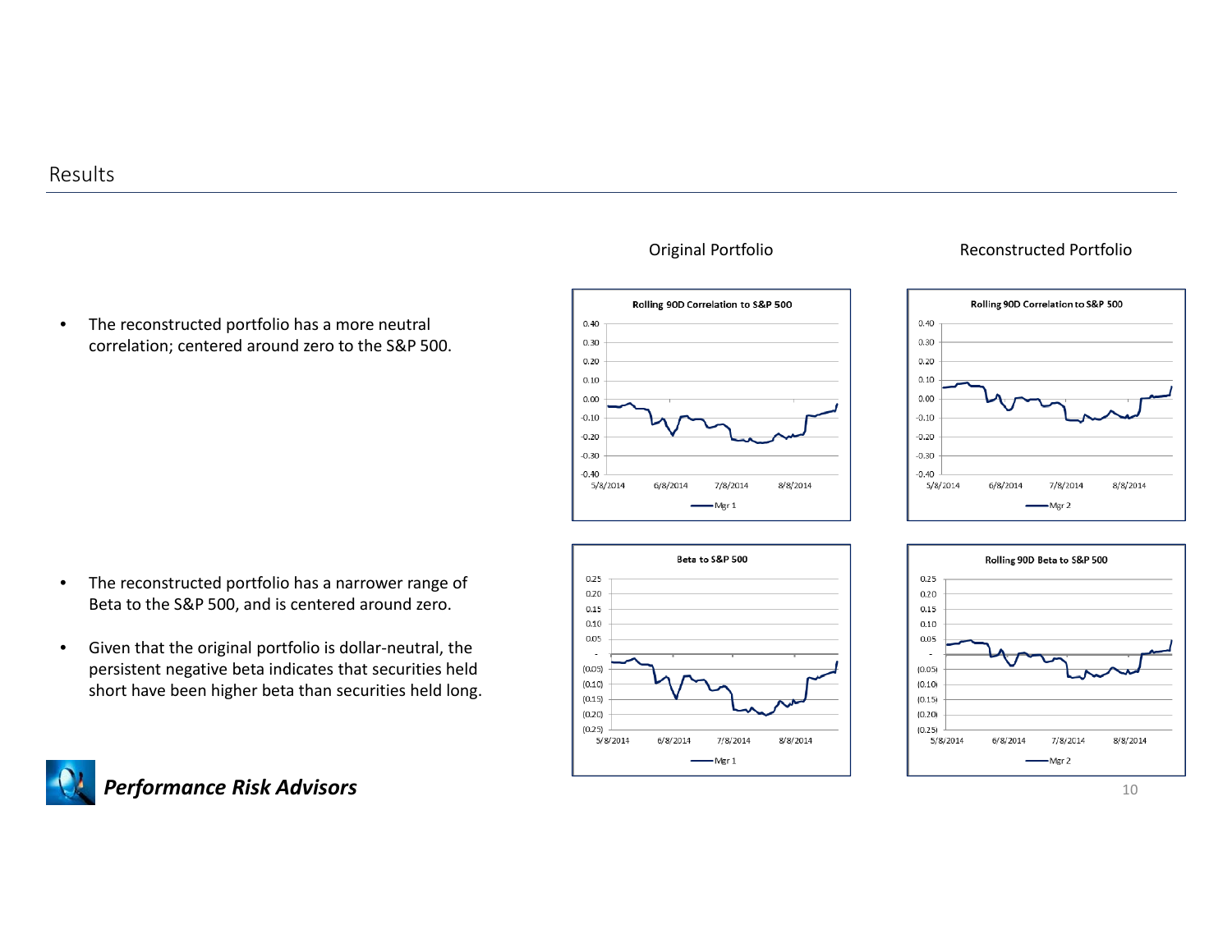## Results

Original Portfolio

Reconstructed Portfolio

- The reconstructed portfolio has a more neutral correlation; centered around zero to the S&P 500.

Rolling 90D Correlation to S&P 500

Rolling 90D Correlation to S&P 500

- The reconstructed portfolio has a narrower range of Beta to the S&P 500, and is centered around zero.
- Given that the original portfolio is dollar-neutral, the persistent negative beta indicates that securities held short have been higher beta than securities held long.

Beta to S&P 500

Rolling 90D Beta to S&P 500

***Performance Risk Advisors***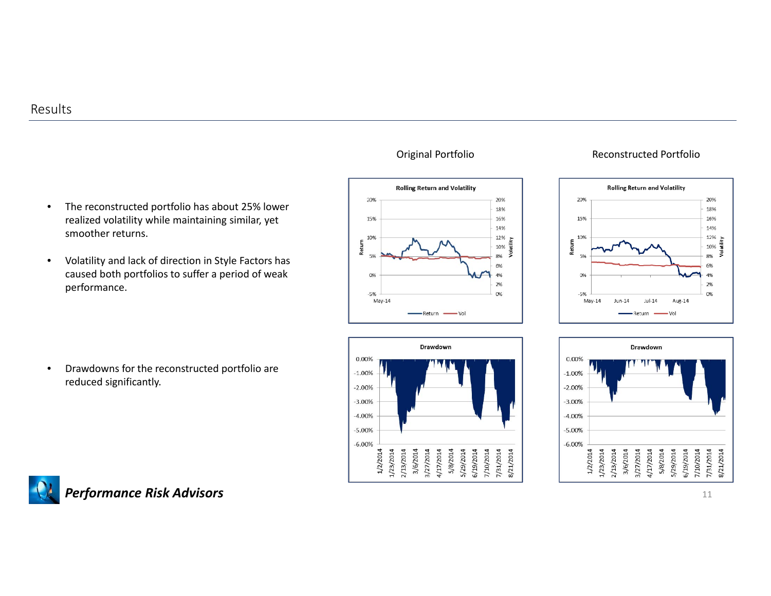## Results

### Original Portfolio

### Reconstructed Portfolio

- The reconstructed portfolio has about 25% lower realized volatility while maintaining similar, yet smoother returns.
- Volatility and lack of direction in Style Factors has caused both portfolios to suffer a period of weak performance.
- Drawdowns for the reconstructed portfolio are reduced significantly.

***Performance Risk Advisors***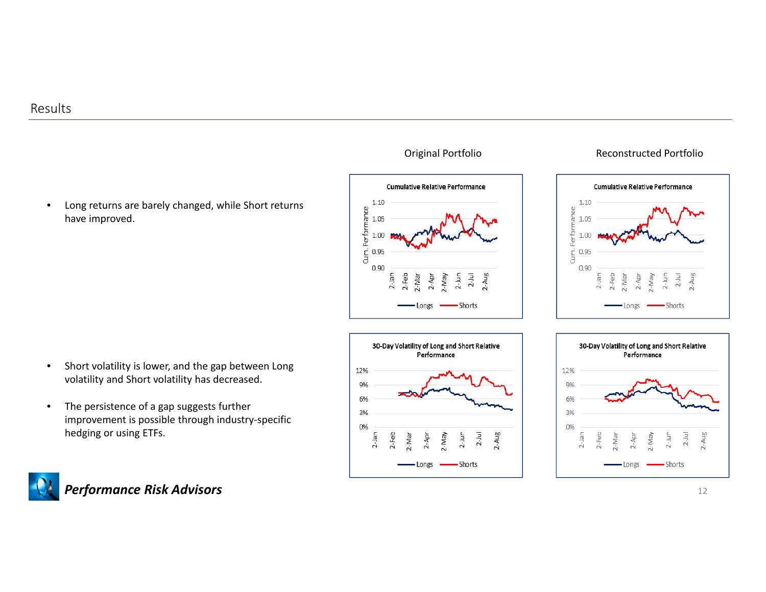## Results

- Long returns are barely changed, while Short returns have improved.

- Short volatility is lower, and the gap between Long volatility and Short volatility has decreased.

- The persistence of a gap suggests further improvement is possible through industry-specific hedging or using ETFs.

Original Portfolio

Reconstructed Portfolio

***Performance Risk Advisors***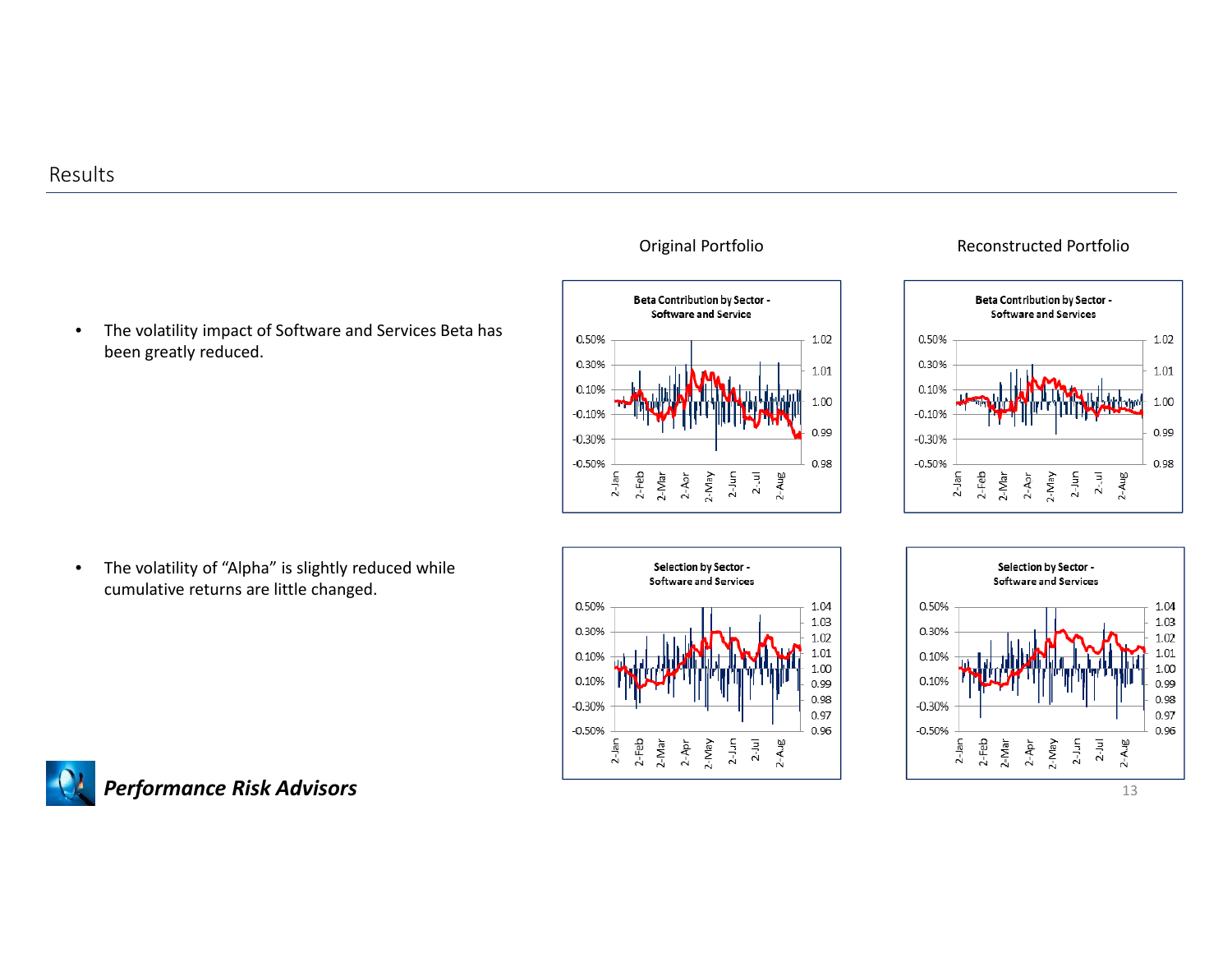## Results

- The volatility impact of Software and Services Beta has been greatly reduced.

- The volatility of "Alpha" is slightly reduced while cumulative returns are little changed.

Original Portfolio

Reconstructed Portfolio

**Beta Contribution by Sector - Software and Service**

**Beta Contribution by Sector - Software and Services**

**Selection by Sector - Software and Services**

**Selection by Sector - Software and Services**

***Performance Risk Advisors***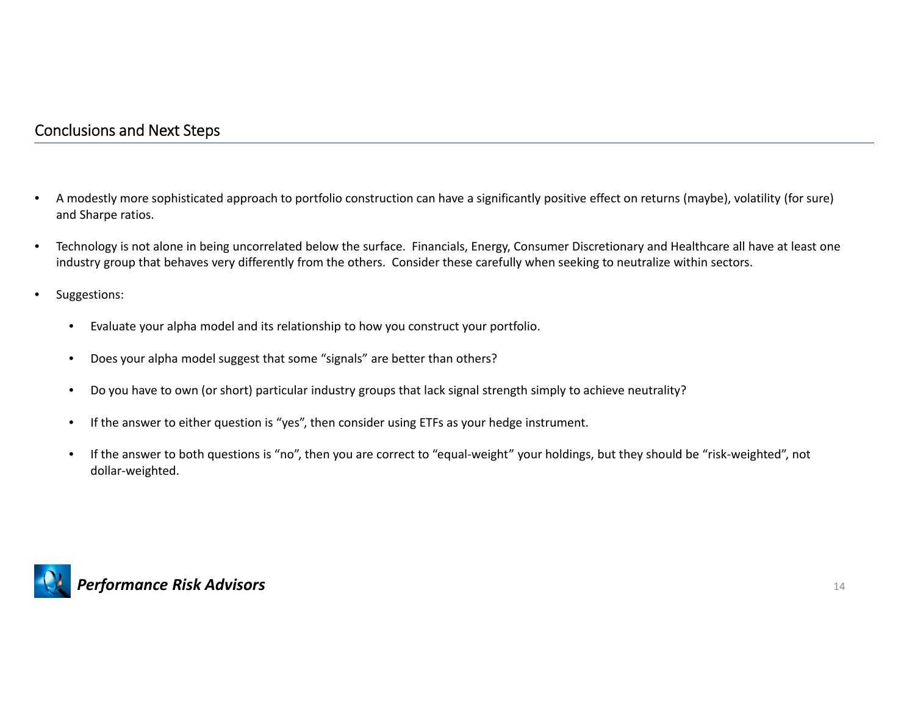## Conclusions and Next Steps

- A modestly more sophisticated approach to portfolio construction can have a significantly positive effect on returns (maybe), volatility (for sure) and Sharpe ratios.
- Technology is not alone in being uncorrelated below the surface. Financials, Energy, Consumer Discretionary and Healthcare all have at least one industry group that behaves very differently from the others. Consider these carefully when seeking to neutralize within sectors.
- Suggestions:
  - Evaluate your alpha model and its relationship to how you construct your portfolio.
  - Does your alpha model suggest that some "signals" are better than others?
  - Do you have to own (or short) particular industry groups that lack signal strength simply to achieve neutrality?
  - If the answer to either question is "yes", then consider using ETFs as your hedge instrument.
  - If the answer to both questions is "no", then you are correct to "equal-weight" your holdings, but they should be "risk-weighted", not dollar-weighted.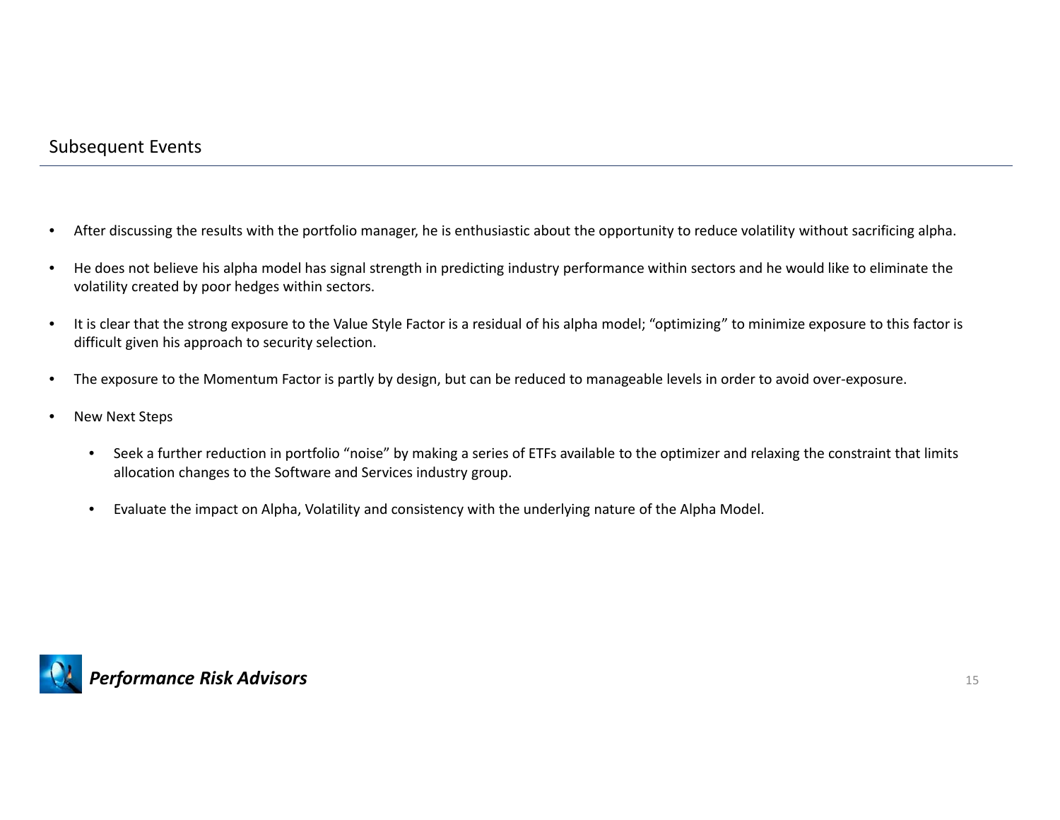## Subsequent Events

- After discussing the results with the portfolio manager, he is enthusiastic about the opportunity to reduce volatility without sacrificing alpha.
- He does not believe his alpha model has signal strength in predicting industry performance within sectors and he would like to eliminate the volatility created by poor hedges within sectors.
- It is clear that the strong exposure to the Value Style Factor is a residual of his alpha model; "optimizing" to minimize exposure to this factor is difficult given his approach to security selection.
- The exposure to the Momentum Factor is partly by design, but can be reduced to manageable levels in order to avoid over-exposure.
- New Next Steps
  - Seek a further reduction in portfolio "noise" by making a series of ETFs available to the optimizer and relaxing the constraint that limits allocation changes to the Software and Services industry group.
  - Evaluate the impact on Alpha, Volatility and consistency with the underlying nature of the Alpha Model.

***Performance Risk Advisors***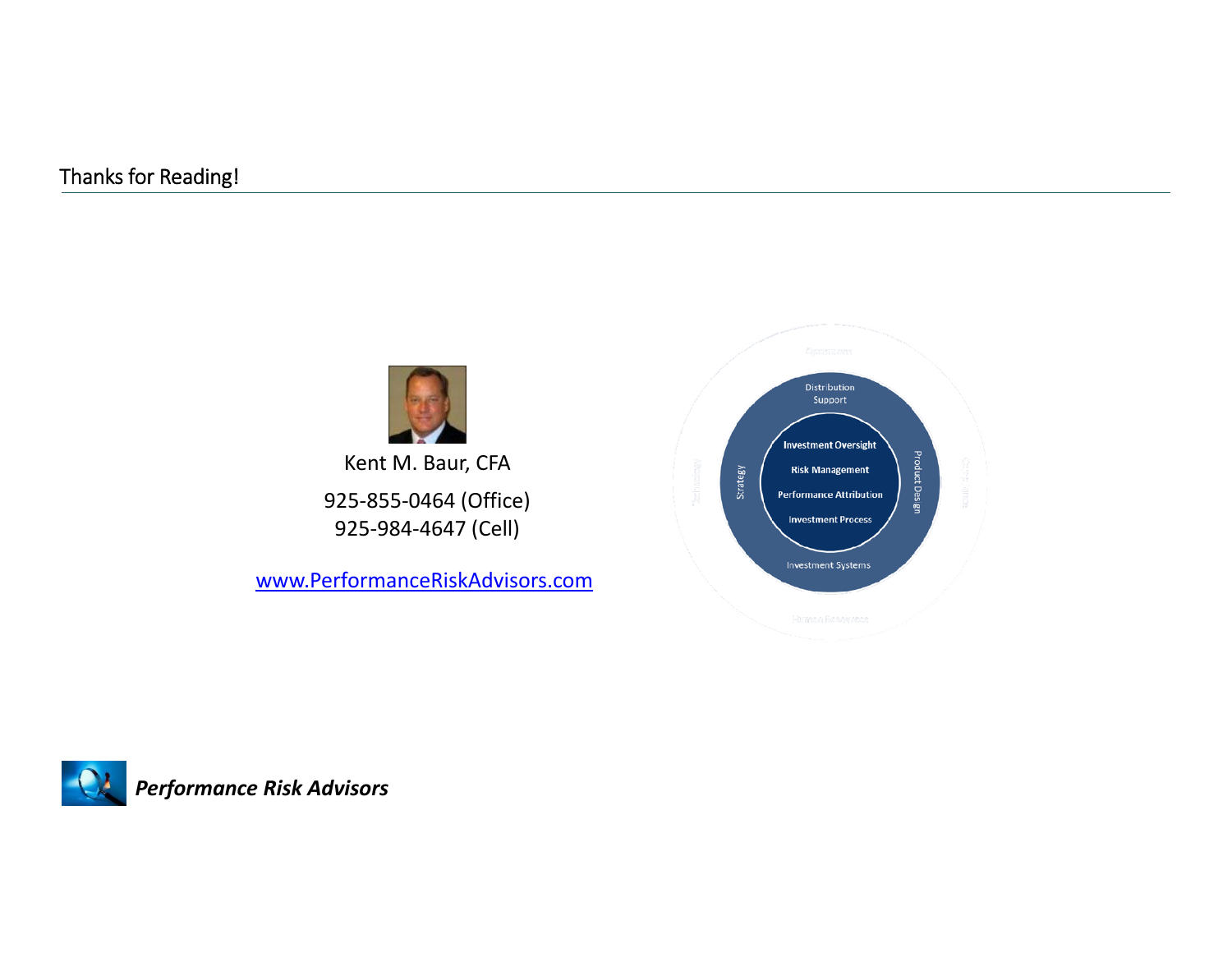## Thanks for Reading!

Kent M. Baur, CFA

925-855-0464 (Office)
925-984-4647 (Cell)

[www.PerformanceRiskAdvisors.com](http://www.PerformanceRiskAdvisors.com)

Distribution Support

Strategy

Product Design

Investment Systems

Investment Oversight

Risk Management

Performance Attribution

Investment Process

***Performance Risk Advisors***